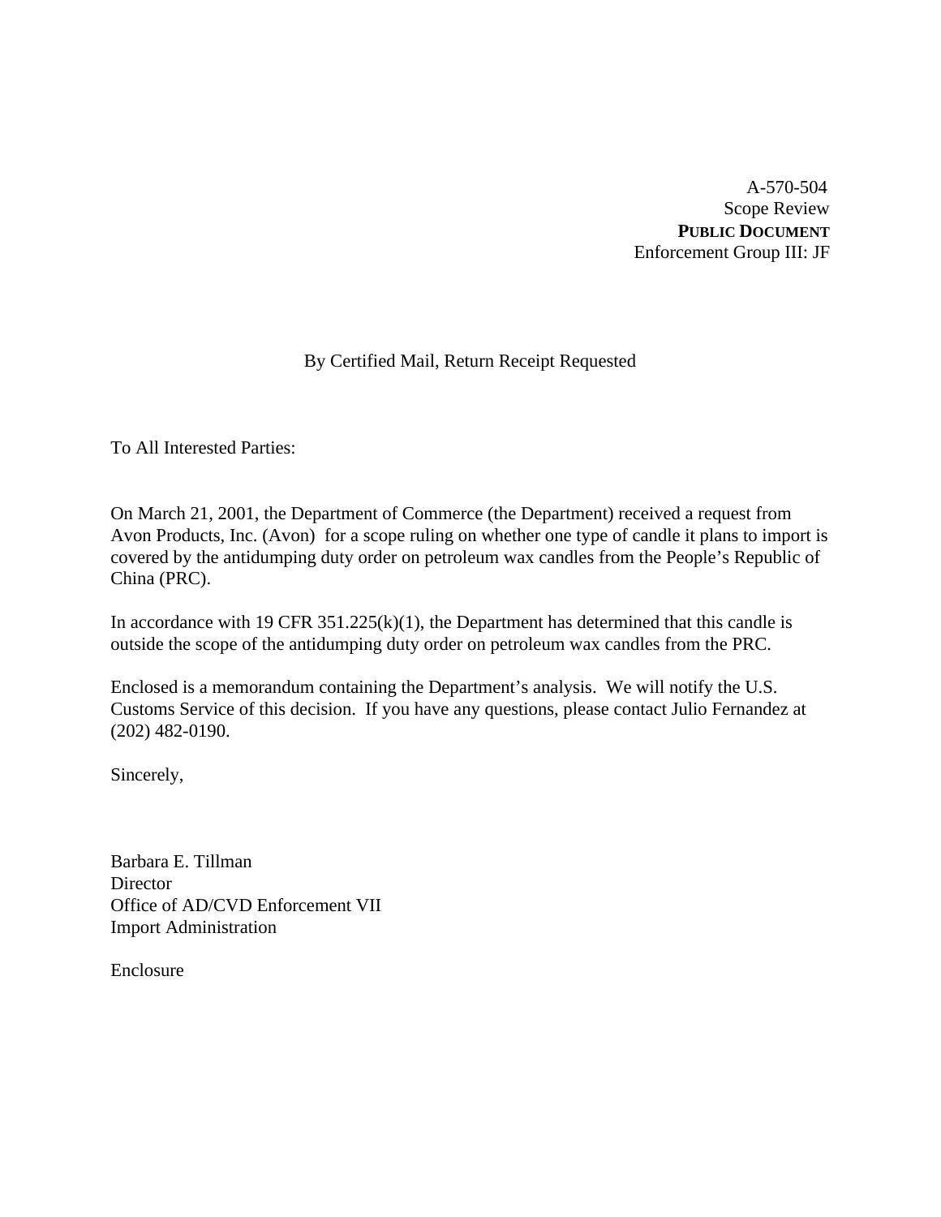A-570-504
Scope Review
**PUBLIC DOCUMENT**
Enforcement Group III: JF

By Certified Mail, Return Receipt Requested

To All Interested Parties:

On March 21, 2001, the Department of Commerce (the Department) received a request from Avon Products, Inc. (Avon) for a scope ruling on whether one type of candle it plans to import is covered by the antidumping duty order on petroleum wax candles from the People's Republic of China (PRC).

In accordance with 19 CFR 351.225(k)(1), the Department has determined that this candle is outside the scope of the antidumping duty order on petroleum wax candles from the PRC.

Enclosed is a memorandum containing the Department's analysis. We will notify the U.S. Customs Service of this decision. If you have any questions, please contact Julio Fernandez at (202) 482-0190.

Sincerely,

Barbara E. Tillman
Director
Office of AD/CVD Enforcement VII
Import Administration

Enclosure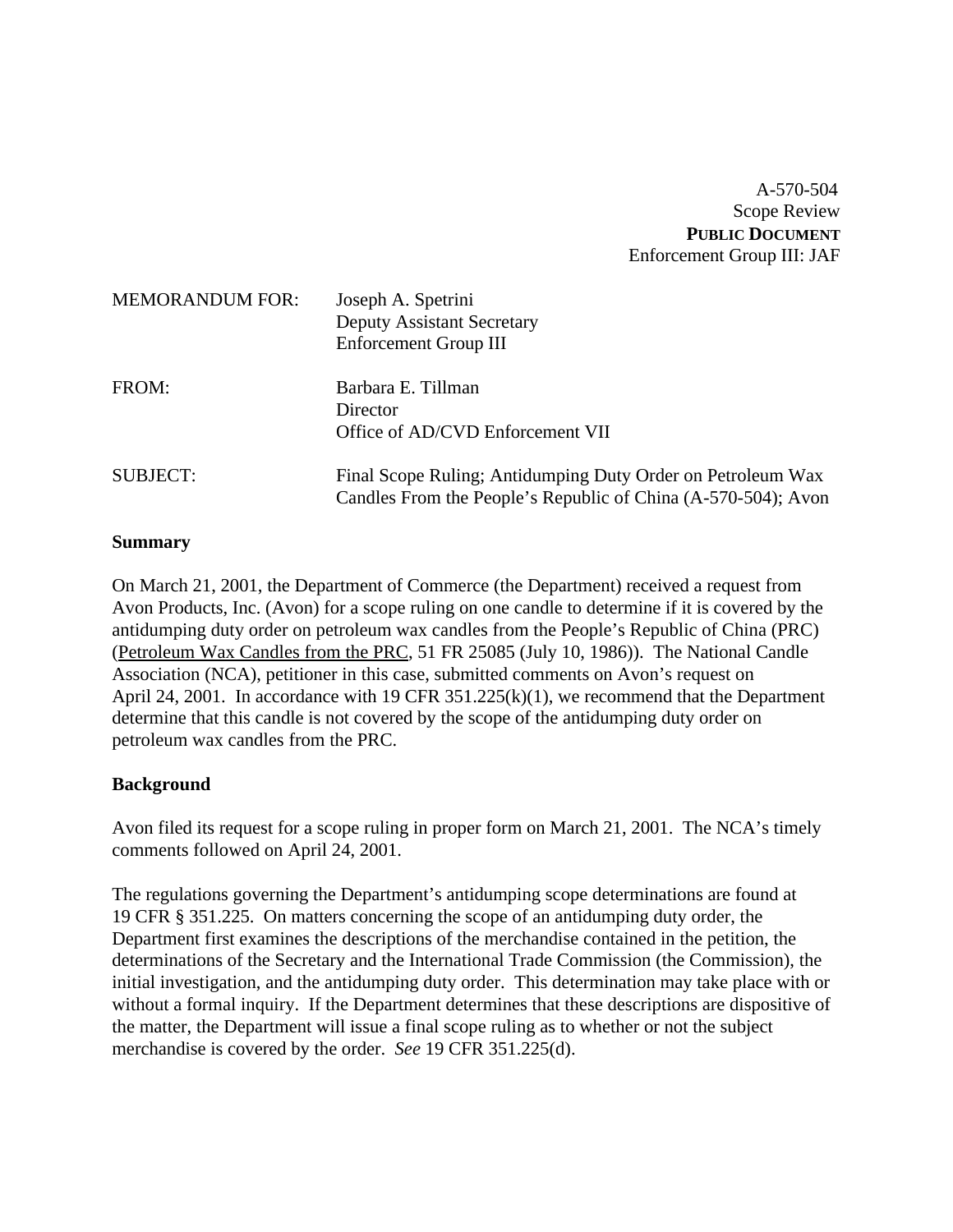A-570-504
Scope Review
**PUBLIC DOCUMENT**
Enforcement Group III: JAF

| | |
|---|---|
| MEMORANDUM FOR: | Joseph A. Spetrini<br>Deputy Assistant Secretary<br>Enforcement Group III |
| FROM: | Barbara E. Tillman<br>Director<br>Office of AD/CVD Enforcement VII |
| SUBJECT: | Final Scope Ruling; Antidumping Duty Order on Petroleum Wax Candles From the People's Republic of China (A-570-504); Avon |

**Summary**

On March 21, 2001, the Department of Commerce (the Department) received a request from Avon Products, Inc. (Avon) for a scope ruling on one candle to determine if it is covered by the antidumping duty order on petroleum wax candles from the People's Republic of China (PRC) (Petroleum Wax Candles from the PRC, 51 FR 25085 (July 10, 1986)). The National Candle Association (NCA), petitioner in this case, submitted comments on Avon's request on April 24, 2001. In accordance with 19 CFR 351.225(k)(1), we recommend that the Department determine that this candle is not covered by the scope of the antidumping duty order on petroleum wax candles from the PRC.

**Background**

Avon filed its request for a scope ruling in proper form on March 21, 2001. The NCA's timely comments followed on April 24, 2001.

The regulations governing the Department's antidumping scope determinations are found at 19 CFR § 351.225. On matters concerning the scope of an antidumping duty order, the Department first examines the descriptions of the merchandise contained in the petition, the determinations of the Secretary and the International Trade Commission (the Commission), the initial investigation, and the antidumping duty order. This determination may take place with or without a formal inquiry. If the Department determines that these descriptions are dispositive of the matter, the Department will issue a final scope ruling as to whether or not the subject merchandise is covered by the order. *See* 19 CFR 351.225(d).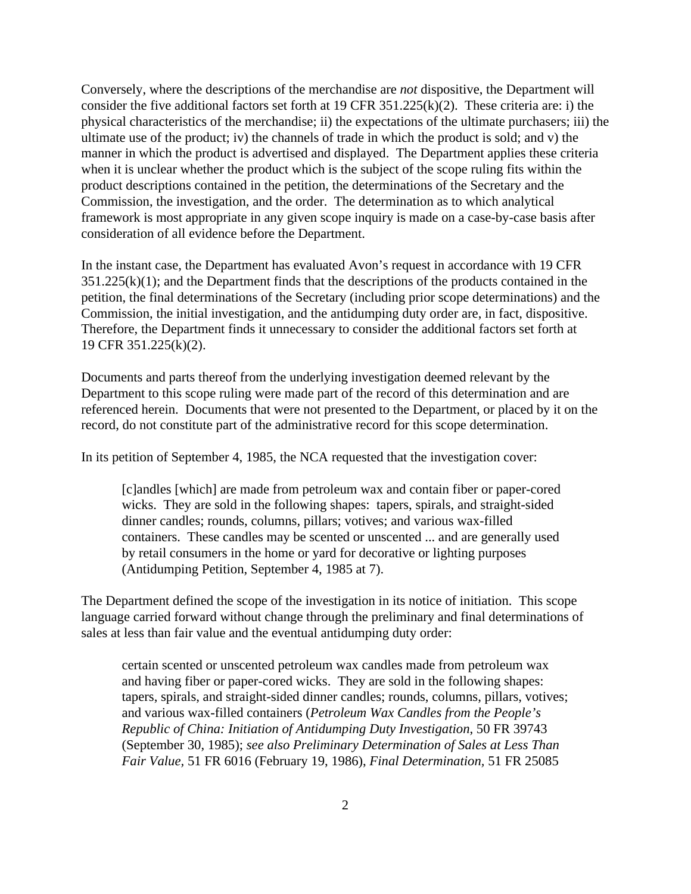Conversely, where the descriptions of the merchandise are *not* dispositive, the Department will consider the five additional factors set forth at 19 CFR 351.225(k)(2). These criteria are: i) the physical characteristics of the merchandise; ii) the expectations of the ultimate purchasers; iii) the ultimate use of the product; iv) the channels of trade in which the product is sold; and v) the manner in which the product is advertised and displayed. The Department applies these criteria when it is unclear whether the product which is the subject of the scope ruling fits within the product descriptions contained in the petition, the determinations of the Secretary and the Commission, the investigation, and the order. The determination as to which analytical framework is most appropriate in any given scope inquiry is made on a case-by-case basis after consideration of all evidence before the Department.

In the instant case, the Department has evaluated Avon's request in accordance with 19 CFR 351.225(k)(1); and the Department finds that the descriptions of the products contained in the petition, the final determinations of the Secretary (including prior scope determinations) and the Commission, the initial investigation, and the antidumping duty order are, in fact, dispositive. Therefore, the Department finds it unnecessary to consider the additional factors set forth at 19 CFR 351.225(k)(2).

Documents and parts thereof from the underlying investigation deemed relevant by the Department to this scope ruling were made part of the record of this determination and are referenced herein. Documents that were not presented to the Department, or placed by it on the record, do not constitute part of the administrative record for this scope determination.

In its petition of September 4, 1985, the NCA requested that the investigation cover:

> [c]andles [which] are made from petroleum wax and contain fiber or paper-cored wicks. They are sold in the following shapes: tapers, spirals, and straight-sided dinner candles; rounds, columns, pillars; votives; and various wax-filled containers. These candles may be scented or unscented ... and are generally used by retail consumers in the home or yard for decorative or lighting purposes (Antidumping Petition, September 4, 1985 at 7).

The Department defined the scope of the investigation in its notice of initiation. This scope language carried forward without change through the preliminary and final determinations of sales at less than fair value and the eventual antidumping duty order:

> certain scented or unscented petroleum wax candles made from petroleum wax and having fiber or paper-cored wicks. They are sold in the following shapes: tapers, spirals, and straight-sided dinner candles; rounds, columns, pillars, votives; and various wax-filled containers (*Petroleum Wax Candles from the People's Republic of China: Initiation of Antidumping Duty Investigation*, 50 FR 39743 (September 30, 1985); *see also Preliminary Determination of Sales at Less Than Fair Value*, 51 FR 6016 (February 19, 1986), *Final Determination*, 51 FR 25085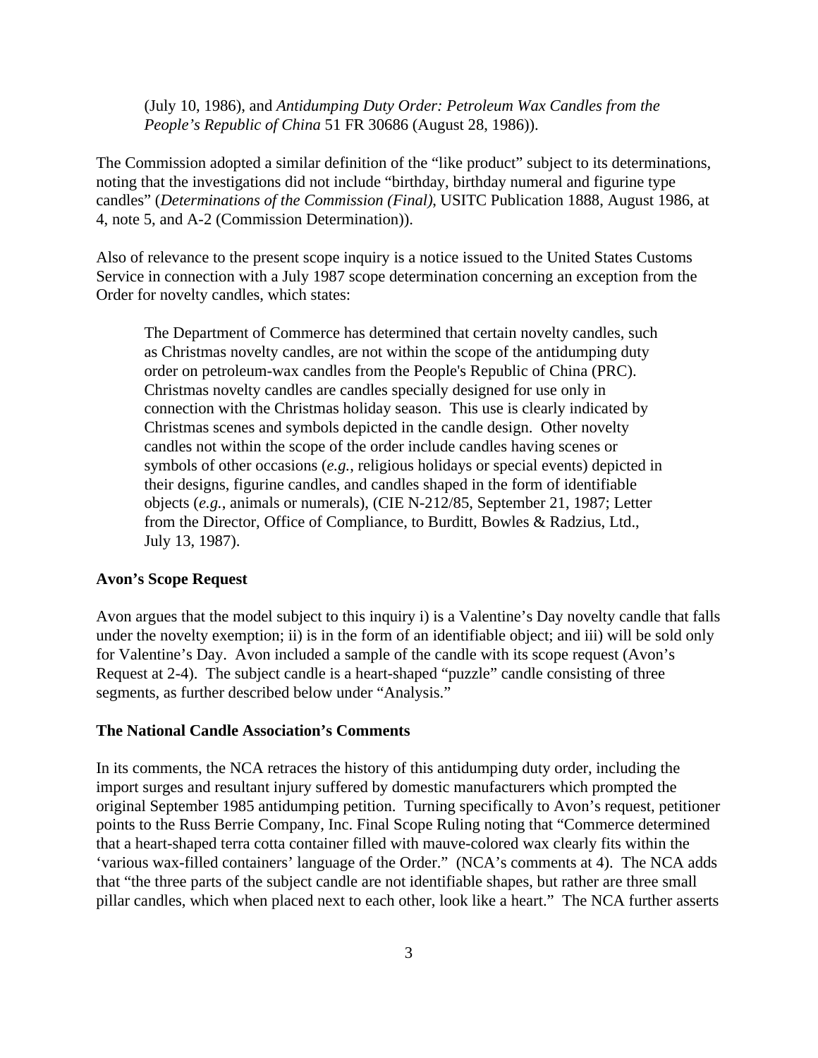(July 10, 1986), and *Antidumping Duty Order: Petroleum Wax Candles from the People's Republic of China* 51 FR 30686 (August 28, 1986)).

The Commission adopted a similar definition of the "like product" subject to its determinations, noting that the investigations did not include "birthday, birthday numeral and figurine type candles" (*Determinations of the Commission (Final)*, USITC Publication 1888, August 1986, at 4, note 5, and A-2 (Commission Determination)).

Also of relevance to the present scope inquiry is a notice issued to the United States Customs Service in connection with a July 1987 scope determination concerning an exception from the Order for novelty candles, which states:

> The Department of Commerce has determined that certain novelty candles, such as Christmas novelty candles, are not within the scope of the antidumping duty order on petroleum-wax candles from the People's Republic of China (PRC). Christmas novelty candles are candles specially designed for use only in connection with the Christmas holiday season. This use is clearly indicated by Christmas scenes and symbols depicted in the candle design. Other novelty candles not within the scope of the order include candles having scenes or symbols of other occasions (*e.g.*, religious holidays or special events) depicted in their designs, figurine candles, and candles shaped in the form of identifiable objects (*e.g.*, animals or numerals), (CIE N-212/85, September 21, 1987; Letter from the Director, Office of Compliance, to Burditt, Bowles & Radzius, Ltd., July 13, 1987).

**Avon's Scope Request**

Avon argues that the model subject to this inquiry i) is a Valentine's Day novelty candle that falls under the novelty exemption; ii) is in the form of an identifiable object; and iii) will be sold only for Valentine's Day. Avon included a sample of the candle with its scope request (Avon's Request at 2-4). The subject candle is a heart-shaped "puzzle" candle consisting of three segments, as further described below under "Analysis."

**The National Candle Association's Comments**

In its comments, the NCA retraces the history of this antidumping duty order, including the import surges and resultant injury suffered by domestic manufacturers which prompted the original September 1985 antidumping petition. Turning specifically to Avon's request, petitioner points to the Russ Berrie Company, Inc. Final Scope Ruling noting that "Commerce determined that a heart-shaped terra cotta container filled with mauve-colored wax clearly fits within the 'various wax-filled containers' language of the Order." (NCA's comments at 4). The NCA adds that "the three parts of the subject candle are not identifiable shapes, but rather are three small pillar candles, which when placed next to each other, look like a heart." The NCA further asserts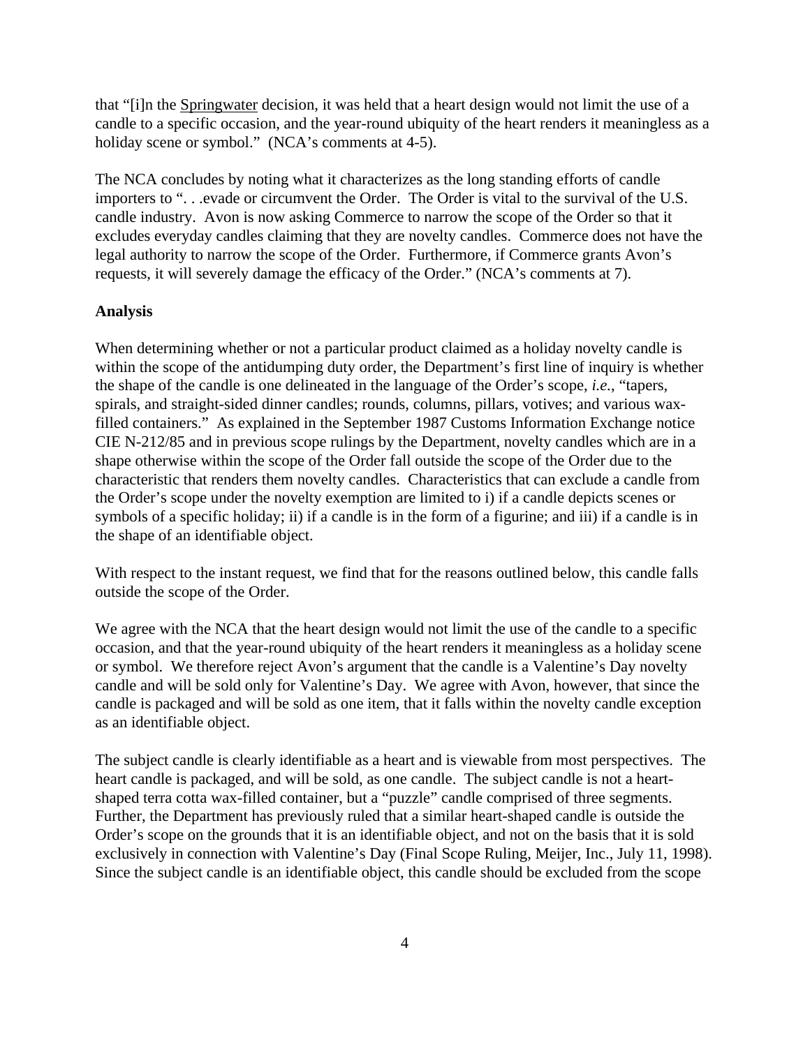that "[i]n the Springwater decision, it was held that a heart design would not limit the use of a candle to a specific occasion, and the year-round ubiquity of the heart renders it meaningless as a holiday scene or symbol." (NCA's comments at 4-5).

The NCA concludes by noting what it characterizes as the long standing efforts of candle importers to ". . .evade or circumvent the Order. The Order is vital to the survival of the U.S. candle industry. Avon is now asking Commerce to narrow the scope of the Order so that it excludes everyday candles claiming that they are novelty candles. Commerce does not have the legal authority to narrow the scope of the Order. Furthermore, if Commerce grants Avon's requests, it will severely damage the efficacy of the Order." (NCA's comments at 7).

**Analysis**

When determining whether or not a particular product claimed as a holiday novelty candle is within the scope of the antidumping duty order, the Department's first line of inquiry is whether the shape of the candle is one delineated in the language of the Order's scope, *i.e.*, "tapers, spirals, and straight-sided dinner candles; rounds, columns, pillars, votives; and various wax-filled containers." As explained in the September 1987 Customs Information Exchange notice CIE N-212/85 and in previous scope rulings by the Department, novelty candles which are in a shape otherwise within the scope of the Order fall outside the scope of the Order due to the characteristic that renders them novelty candles. Characteristics that can exclude a candle from the Order's scope under the novelty exemption are limited to i) if a candle depicts scenes or symbols of a specific holiday; ii) if a candle is in the form of a figurine; and iii) if a candle is in the shape of an identifiable object.

With respect to the instant request, we find that for the reasons outlined below, this candle falls outside the scope of the Order.

We agree with the NCA that the heart design would not limit the use of the candle to a specific occasion, and that the year-round ubiquity of the heart renders it meaningless as a holiday scene or symbol. We therefore reject Avon's argument that the candle is a Valentine's Day novelty candle and will be sold only for Valentine's Day. We agree with Avon, however, that since the candle is packaged and will be sold as one item, that it falls within the novelty candle exception as an identifiable object.

The subject candle is clearly identifiable as a heart and is viewable from most perspectives. The heart candle is packaged, and will be sold, as one candle. The subject candle is not a heart-shaped terra cotta wax-filled container, but a "puzzle" candle comprised of three segments. Further, the Department has previously ruled that a similar heart-shaped candle is outside the Order's scope on the grounds that it is an identifiable object, and not on the basis that it is sold exclusively in connection with Valentine's Day (Final Scope Ruling, Meijer, Inc., July 11, 1998). Since the subject candle is an identifiable object, this candle should be excluded from the scope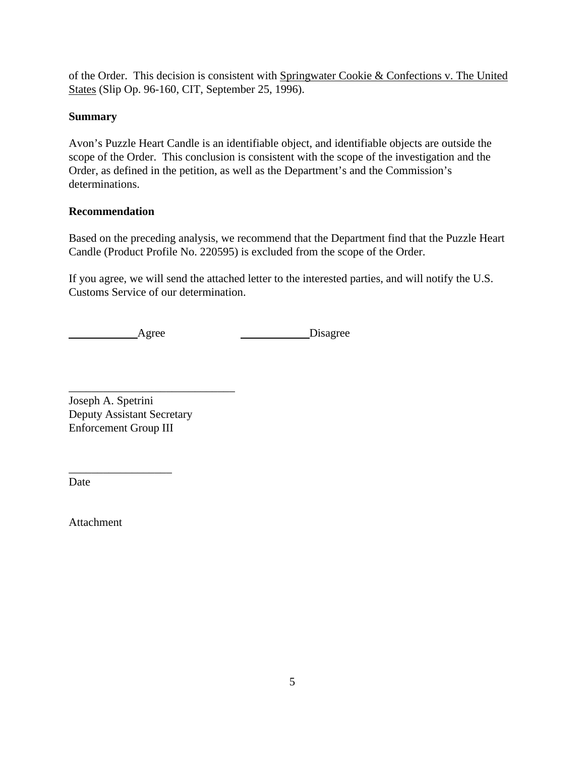of the Order. This decision is consistent with Springwater Cookie & Confections v. The United States (Slip Op. 96-160, CIT, September 25, 1996).

**Summary**

Avon's Puzzle Heart Candle is an identifiable object, and identifiable objects are outside the scope of the Order. This conclusion is consistent with the scope of the investigation and the Order, as defined in the petition, as well as the Department's and the Commission's determinations.

**Recommendation**

Based on the preceding analysis, we recommend that the Department find that the Puzzle Heart Candle (Product Profile No. 220595) is excluded from the scope of the Order.

If you agree, we will send the attached letter to the interested parties, and will notify the U.S. Customs Service of our determination.

\_\_\_\_\_\_\_\_\_\_\_\_Agree                    \_\_\_\_\_\_\_\_\_\_\_\_Disagree

\_\_\_\_\_\_\_\_\_\_\_\_\_\_\_\_\_\_\_\_\_\_\_\_\_\_\_\_\_\_
Joseph A. Spetrini
Deputy Assistant Secretary
Enforcement Group III

\_\_\_\_\_\_\_\_\_\_\_\_\_\_\_\_\_\_\_
Date

Attachment